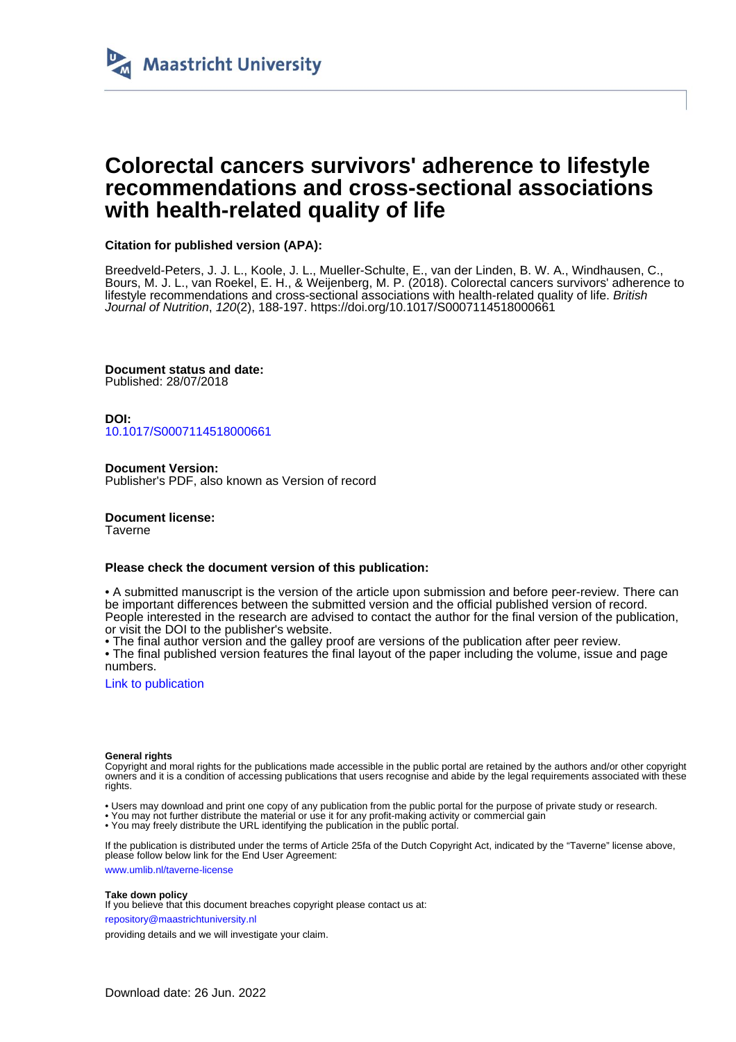Maastricht University

# Colorectal cancers survivors' adherence to lifestyle recommendations and cross-sectional associations with health-related quality of life

**Citation for published version (APA):**

Breedveld-Peters, J. J. L., Koole, J. L., Mueller-Schulte, E., van der Linden, B. W. A., Windhausen, C., Bours, M. J. L., van Roekel, E. H., & Weijenberg, M. P. (2018). Colorectal cancers survivors' adherence to lifestyle recommendations and cross-sectional associations with health-related quality of life. *British Journal of Nutrition*, *120*(2), 188-197. https://doi.org/10.1017/S0007114518000661

**Document status and date:**
Published: 28/07/2018

**DOI:**
10.1017/S0007114518000661

**Document Version:**
Publisher's PDF, also known as Version of record

**Document license:**
Taverne

**Please check the document version of this publication:**

• A submitted manuscript is the version of the article upon submission and before peer-review. There can be important differences between the submitted version and the official published version of record. People interested in the research are advised to contact the author for the final version of the publication, or visit the DOI to the publisher's website.
• The final author version and the galley proof are versions of the publication after peer review.
• The final published version features the final layout of the paper including the volume, issue and page numbers.

Link to publication

**General rights**
Copyright and moral rights for the publications made accessible in the public portal are retained by the authors and/or other copyright owners and it is a condition of accessing publications that users recognise and abide by the legal requirements associated with these rights.

• Users may download and print one copy of any publication from the public portal for the purpose of private study or research.
• You may not further distribute the material or use it for any profit-making activity or commercial gain
• You may freely distribute the URL identifying the publication in the public portal.

If the publication is distributed under the terms of Article 25fa of the Dutch Copyright Act, indicated by the "Taverne" license above, please follow below link for the End User Agreement:

www.umlib.nl/taverne-license

**Take down policy**
If you believe that this document breaches copyright please contact us at:

repository@maastrichtuniversity.nl

providing details and we will investigate your claim.

Download date: 26 Jun. 2022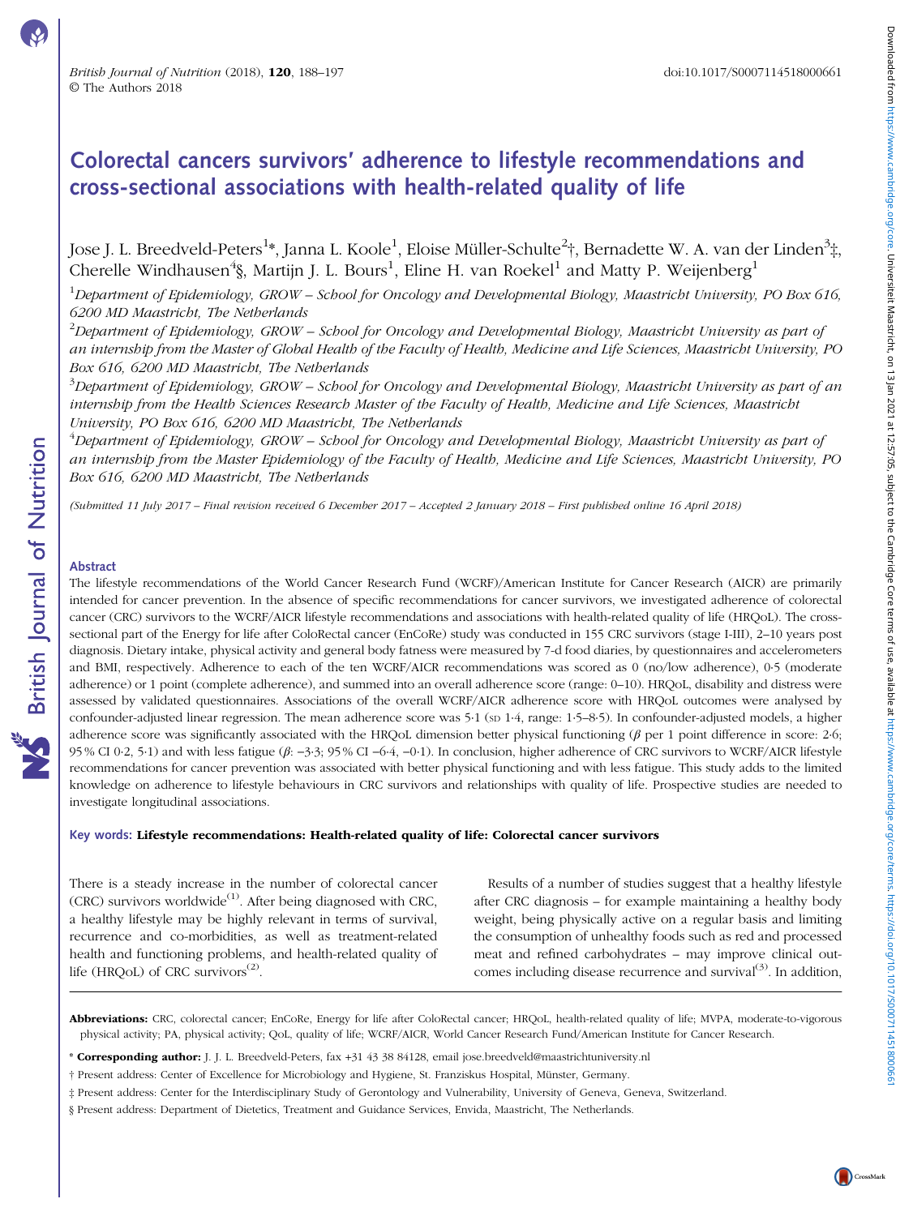# Colorectal cancers survivors' adherence to lifestyle recommendations and cross-sectional associations with health-related quality of life

Jose J. L. Breedveld-Peters[1]*, Janna L. Koole[1], Eloise Müller-Schulte[2]†, Bernadette W. A. van der Linden[3]‡, Cherelle Windhausen[4]§, Martijn J. L. Bours[1], Eline H. van Roekel[1] and Matty P. Weijenberg[1]

[1]Department of Epidemiology, GROW – School for Oncology and Developmental Biology, Maastricht University, PO Box 616, 6200 MD Maastricht, The Netherlands

[2]Department of Epidemiology, GROW – School for Oncology and Developmental Biology, Maastricht University as part of an internship from the Master of Global Health of the Faculty of Health, Medicine and Life Sciences, Maastricht University, PO Box 616, 6200 MD Maastricht, The Netherlands

[3]Department of Epidemiology, GROW – School for Oncology and Developmental Biology, Maastricht University as part of an internship from the Health Sciences Research Master of the Faculty of Health, Medicine and Life Sciences, Maastricht University, PO Box 616, 6200 MD Maastricht, The Netherlands

[4]Department of Epidemiology, GROW – School for Oncology and Developmental Biology, Maastricht University as part of an internship from the Master Epidemiology of the Faculty of Health, Medicine and Life Sciences, Maastricht University, PO Box 616, 6200 MD Maastricht, The Netherlands

*(Submitted 11 July 2017 – Final revision received 6 December 2017 – Accepted 2 January 2018 – First published online 16 April 2018)*

## Abstract

The lifestyle recommendations of the World Cancer Research Fund (WCRF)/American Institute for Cancer Research (AICR) are primarily intended for cancer prevention. In the absence of specific recommendations for cancer survivors, we investigated adherence of colorectal cancer (CRC) survivors to the WCRF/AICR lifestyle recommendations and associations with health-related quality of life (HRQoL). The cross-sectional part of the Energy for life after ColoRectal cancer (EnCoRe) study was conducted in 155 CRC survivors (stage I-III), 2–10 years post diagnosis. Dietary intake, physical activity and general body fatness were measured by 7-d food diaries, by questionnaires and accelerometers and BMI, respectively. Adherence to each of the ten WCRF/AICR recommendations was scored as 0 (no/low adherence), 0·5 (moderate adherence) or 1 point (complete adherence), and summed into an overall adherence score (range: 0–10). HRQoL, disability and distress were assessed by validated questionnaires. Associations of the overall WCRF/AICR adherence score with HRQoL outcomes were analysed by confounder-adjusted linear regression. The mean adherence score was 5·1 (SD 1·4, range: 1·5–8·5). In confounder-adjusted models, a higher adherence score was significantly associated with the HRQoL dimension better physical functioning ($\beta$ per 1 point difference in score: 2·6; 95 % CI 0·2, 5·1) and with less fatigue ($\beta$: –3·3; 95 % CI –6·4, –0·1). In conclusion, higher adherence of CRC survivors to WCRF/AICR lifestyle recommendations for cancer prevention was associated with better physical functioning and with less fatigue. This study adds to the limited knowledge on adherence to lifestyle behaviours in CRC survivors and relationships with quality of life. Prospective studies are needed to investigate longitudinal associations.

**Key words: Lifestyle recommendations: Health-related quality of life: Colorectal cancer survivors**

There is a steady increase in the number of colorectal cancer (CRC) survivors worldwide[1]. After being diagnosed with CRC, a healthy lifestyle may be highly relevant in terms of survival, recurrence and co-morbidities, as well as treatment-related health and functioning problems, and health-related quality of life (HRQoL) of CRC survivors[2].

Results of a number of studies suggest that a healthy lifestyle after CRC diagnosis – for example maintaining a healthy body weight, being physically active on a regular basis and limiting the consumption of unhealthy foods such as red and processed meat and refined carbohydrates – may improve clinical outcomes including disease recurrence and survival[3]. In addition,

**Abbreviations:** CRC, colorectal cancer; EnCoRe, Energy for life after ColoRectal cancer; HRQoL, health-related quality of life; MVPA, moderate-to-vigorous physical activity; PA, physical activity; QoL, quality of life; WCRF/AICR, World Cancer Research Fund/American Institute for Cancer Research.

\* **Corresponding author:** J. J. L. Breedveld-Peters, fax +31 43 38 84128, email jose.breedveld@maastrichtuniversity.nl

† Present address: Center of Excellence for Microbiology and Hygiene, St. Franziskus Hospital, Münster, Germany.

‡ Present address: Center for the Interdisciplinary Study of Gerontology and Vulnerability, University of Geneva, Geneva, Switzerland.

§ Present address: Department of Dietetics, Treatment and Guidance Services, Envida, Maastricht, The Netherlands.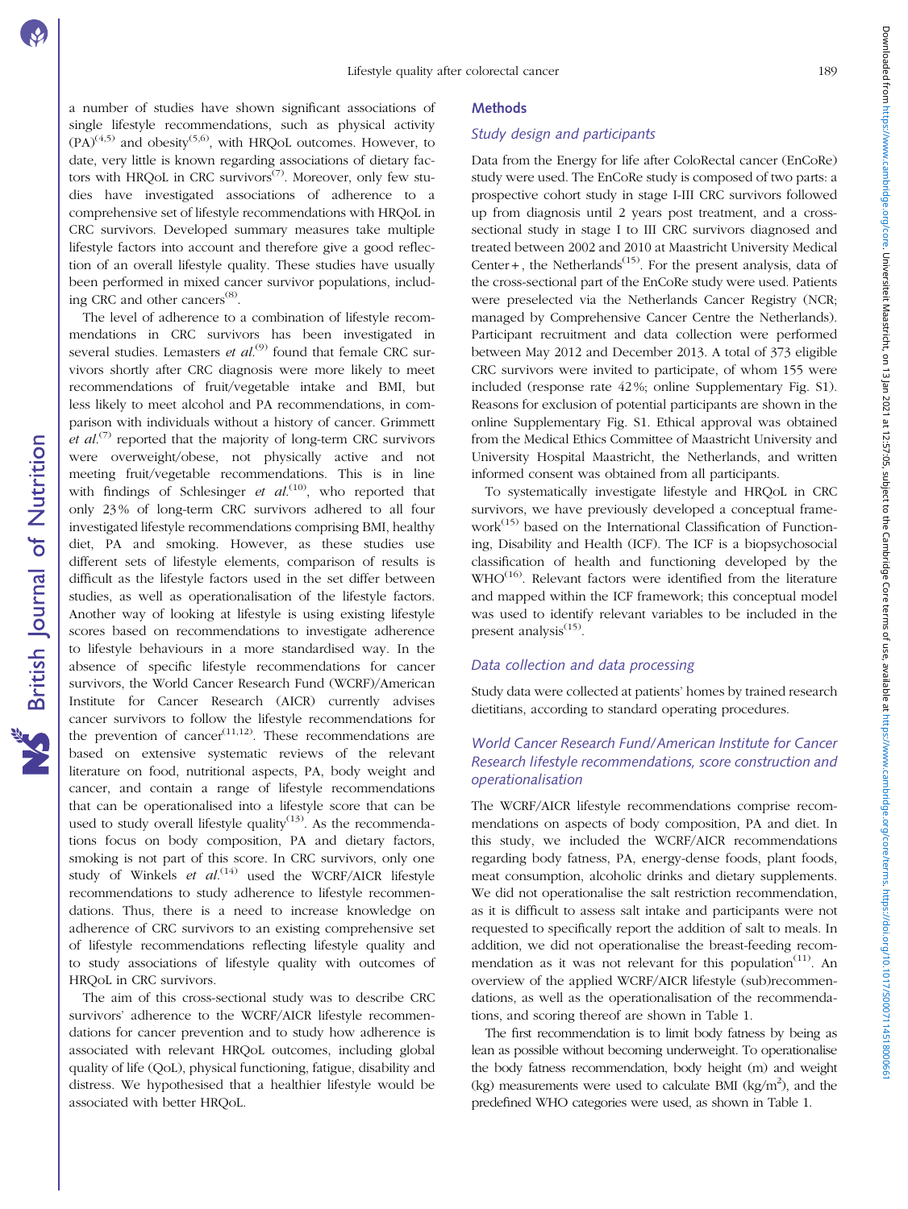a number of studies have shown significant associations of single lifestyle recommendations, such as physical activity (PA)[4,5] and obesity[5,6], with HRQoL outcomes. However, to date, very little is known regarding associations of dietary factors with HRQoL in CRC survivors[7]. Moreover, only few studies have investigated associations of adherence to a comprehensive set of lifestyle recommendations with HRQoL in CRC survivors. Developed summary measures take multiple lifestyle factors into account and therefore give a good reflection of an overall lifestyle quality. These studies have usually been performed in mixed cancer survivor populations, including CRC and other cancers[8].

The level of adherence to a combination of lifestyle recommendations in CRC survivors has been investigated in several studies. Lemasters *et al.*[9] found that female CRC survivors shortly after CRC diagnosis were more likely to meet recommendations of fruit/vegetable intake and BMI, but less likely to meet alcohol and PA recommendations, in comparison with individuals without a history of cancer. Grimmett *et al.*[7] reported that the majority of long-term CRC survivors were overweight/obese, not physically active and not meeting fruit/vegetable recommendations. This is in line with findings of Schlesinger *et al.*[10], who reported that only 23 % of long-term CRC survivors adhered to all four investigated lifestyle recommendations comprising BMI, healthy diet, PA and smoking. However, as these studies use different sets of lifestyle elements, comparison of results is difficult as the lifestyle factors used in the set differ between studies, as well as operationalisation of the lifestyle factors. Another way of looking at lifestyle is using existing lifestyle scores based on recommendations to investigate adherence to lifestyle behaviours in a more standardised way. In the absence of specific lifestyle recommendations for cancer survivors, the World Cancer Research Fund (WCRF)/American Institute for Cancer Research (AICR) currently advises cancer survivors to follow the lifestyle recommendations for the prevention of cancer[11,12]. These recommendations are based on extensive systematic reviews of the relevant literature on food, nutritional aspects, PA, body weight and cancer, and contain a range of lifestyle recommendations that can be operationalised into a lifestyle score that can be used to study overall lifestyle quality[13]. As the recommendations focus on body composition, PA and dietary factors, smoking is not part of this score. In CRC survivors, only one study of Winkels *et al.*[14] used the WCRF/AICR lifestyle recommendations to study adherence to lifestyle recommendations. Thus, there is a need to increase knowledge on adherence of CRC survivors to an existing comprehensive set of lifestyle recommendations reflecting lifestyle quality and to study associations of lifestyle quality with outcomes of HRQoL in CRC survivors.

The aim of this cross-sectional study was to describe CRC survivors' adherence to the WCRF/AICR lifestyle recommendations for cancer prevention and to study how adherence is associated with relevant HRQoL outcomes, including global quality of life (QoL), physical functioning, fatigue, disability and distress. We hypothesised that a healthier lifestyle would be associated with better HRQoL.

## Methods

### Study design and participants

Data from the Energy for life after ColoRectal cancer (EnCoRe) study were used. The EnCoRe study is composed of two parts: a prospective cohort study in stage I-III CRC survivors followed up from diagnosis until 2 years post treatment, and a cross-sectional study in stage I to III CRC survivors diagnosed and treated between 2002 and 2010 at Maastricht University Medical Center+, the Netherlands[15]. For the present analysis, data of the cross-sectional part of the EnCoRe study were used. Patients were preselected via the Netherlands Cancer Registry (NCR; managed by Comprehensive Cancer Centre the Netherlands). Participant recruitment and data collection were performed between May 2012 and December 2013. A total of 373 eligible CRC survivors were invited to participate, of whom 155 were included (response rate 42 %; online Supplementary Fig. S1). Reasons for exclusion of potential participants are shown in the online Supplementary Fig. S1. Ethical approval was obtained from the Medical Ethics Committee of Maastricht University and University Hospital Maastricht, the Netherlands, and written informed consent was obtained from all participants.

To systematically investigate lifestyle and HRQoL in CRC survivors, we have previously developed a conceptual framework[15] based on the International Classification of Functioning, Disability and Health (ICF). The ICF is a biopsychosocial classification of health and functioning developed by the WHO[16]. Relevant factors were identified from the literature and mapped within the ICF framework; this conceptual model was used to identify relevant variables to be included in the present analysis[15].

### Data collection and data processing

Study data were collected at patients' homes by trained research dietitians, according to standard operating procedures.

### World Cancer Research Fund/American Institute for Cancer Research lifestyle recommendations, score construction and operationalisation

The WCRF/AICR lifestyle recommendations comprise recommendations on aspects of body composition, PA and diet. In this study, we included the WCRF/AICR recommendations regarding body fatness, PA, energy-dense foods, plant foods, meat consumption, alcoholic drinks and dietary supplements. We did not operationalise the salt restriction recommendation, as it is difficult to assess salt intake and participants were not requested to specifically report the addition of salt to meals. In addition, we did not operationalise the breast-feeding recommendation as it was not relevant for this population[11]. An overview of the applied WCRF/AICR lifestyle (sub)recommendations, as well as the operationalisation of the recommendations, and scoring thereof are shown in Table 1.

The first recommendation is to limit body fatness by being as lean as possible without becoming underweight. To operationalise the body fatness recommendation, body height (m) and weight (kg) measurements were used to calculate BMI (kg/m$^2$), and the predefined WHO categories were used, as shown in Table 1.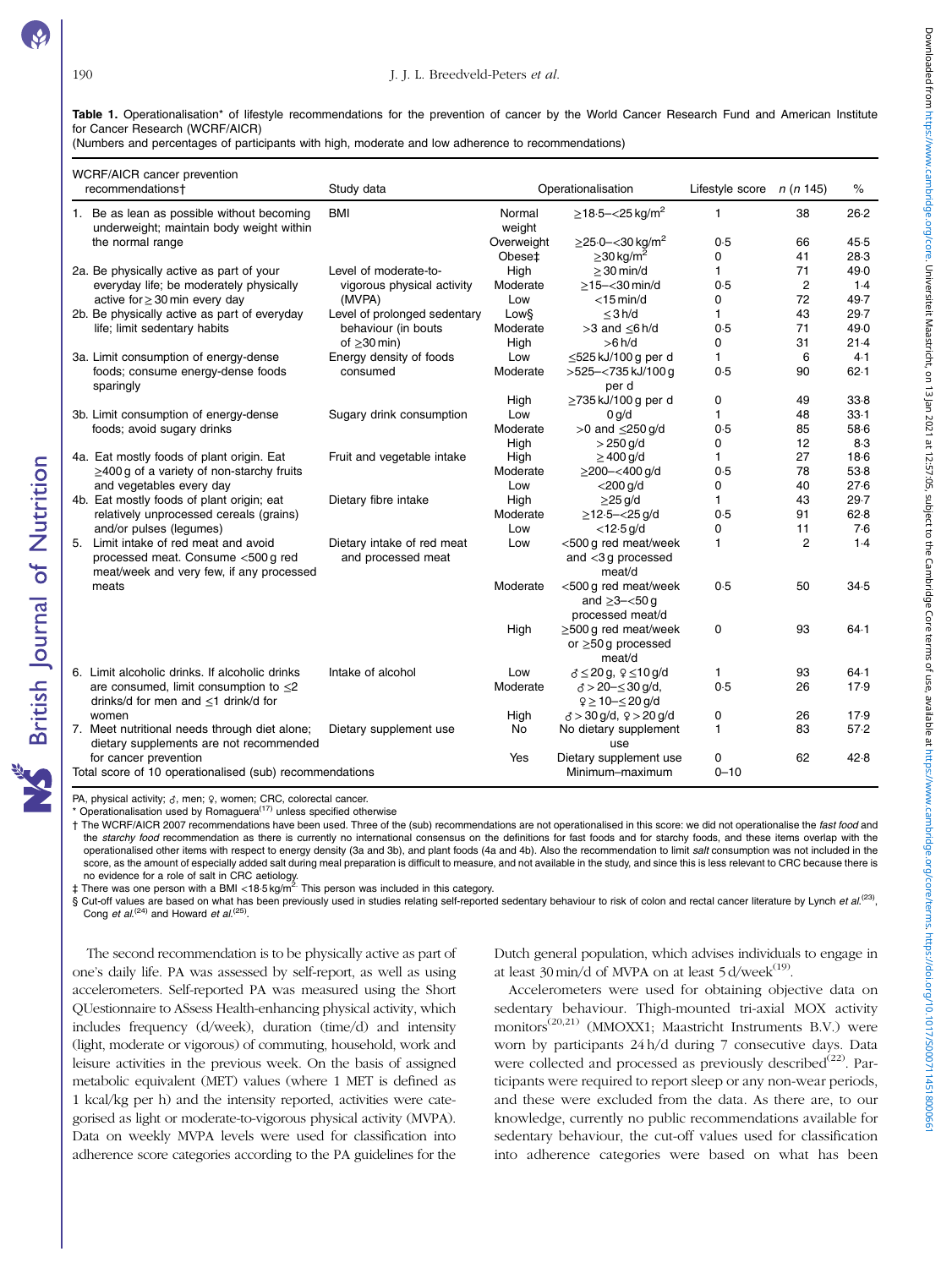**Table 1.** Operationalisation* of lifestyle recommendations for the prevention of cancer by the World Cancer Research Fund and American Institute for Cancer Research (WCRF/AICR)

(Numbers and percentages of participants with high, moderate and low adherence to recommendations)

| WCRF/AICR cancer prevention recommendations† | Study data | Operationalisation | | Lifestyle score | n (n 145) | % |
|---|---|---|---|---|---|---|
| 1. Be as lean as possible without becoming underweight; maintain body weight within the normal range | BMI | Normal weight | ≥18·5–<25 kg/m² | 1 | 38 | 26·2 |
| | | Overweight | ≥25·0–<30 kg/m² | 0·5 | 66 | 45·5 |
| | | Obese‡ | ≥30 kg/m² | 0 | 41 | 28·3 |
| 2a. Be physically active as part of your everyday life; be moderately physically active for ≥ 30 min every day | Level of moderate-to-vigorous physical activity (MVPA) | High | ≥ 30 min/d | 1 | 71 | 49·0 |
| | | Moderate | ≥15–<30 min/d | 0·5 | 2 | 1·4 |
| | | Low | <15 min/d | 0 | 72 | 49·7 |
| 2b. Be physically active as part of everyday life; limit sedentary habits | Level of prolonged sedentary behaviour (in bouts of ≥30 min) | Low§ | ≤3 h/d | 1 | 43 | 29·7 |
| | | Moderate | >3 and ≤6 h/d | 0·5 | 71 | 49·0 |
| | | High | >6 h/d | 0 | 31 | 21·4 |
| 3a. Limit consumption of energy-dense foods; consume energy-dense foods sparingly | Energy density of foods consumed | Low | ≤525 kJ/100 g per d | 1 | 6 | 4·1 |
| | | Moderate | >525–<735 kJ/100 g per d | 0·5 | 90 | 62·1 |
| | | High | ≥735 kJ/100 g per d | 0 | 49 | 33·8 |
| 3b. Limit consumption of energy-dense foods; avoid sugary drinks | Sugary drink consumption | Low | 0 g/d | 1 | 48 | 33·1 |
| | | Moderate | >0 and ≤250 g/d | 0·5 | 85 | 58·6 |
| | | High | > 250 g/d | 0 | 12 | 8·3 |
| 4a. Eat mostly foods of plant origin. Eat ≥400 g of a variety of non-starchy fruits and vegetables every day | Fruit and vegetable intake | High | ≥ 400 g/d | 1 | 27 | 18·6 |
| | | Moderate | ≥200–<400 g/d | 0·5 | 78 | 53·8 |
| | | Low | <200 g/d | 0 | 40 | 27·6 |
| 4b. Eat mostly foods of plant origin; eat relatively unprocessed cereals (grains) and/or pulses (legumes) | Dietary fibre intake | High | ≥25 g/d | 1 | 43 | 29·7 |
| | | Moderate | ≥12·5–<25 g/d | 0·5 | 91 | 62·8 |
| | | Low | <12·5 g/d | 0 | 11 | 7·6 |
| 5. Limit intake of red meat and avoid processed meat. Consume <500 g red meat/week and very few, if any processed meats | Dietary intake of red meat and processed meat | Low | <500 g red meat/week and <3 g processed meat/d | 1 | 2 | 1·4 |
| | | Moderate | <500 g red meat/week and ≥3–<50 g processed meat/d | 0·5 | 50 | 34·5 |
| | | High | ≥500 g red meat/week or ≥50 g processed meat/d | 0 | 93 | 64·1 |
| 6. Limit alcoholic drinks. If alcoholic drinks are consumed, limit consumption to ≤2 drinks/d for men and ≤1 drink/d for women | Intake of alcohol | Low | ♂ ≤ 20 g, ♀ ≤10 g/d | 1 | 93 | 64·1 |
| | | Moderate | ♂ > 20–≤ 30 g/d, ♀ ≥ 10–≤ 20 g/d | 0·5 | 26 | 17·9 |
| | | High | ♂ > 30 g/d, ♀ > 20 g/d | 0 | 26 | 17·9 |
| 7. Meet nutritional needs through diet alone; dietary supplements are not recommended for cancer prevention | Dietary supplement use | No | No dietary supplement use | 1 | 83 | 57·2 |
| | | Yes | Dietary supplement use | 0 | 62 | 42·8 |
| Total score of 10 operationalised (sub) recommendations | | | Minimum–maximum | 0–10 | | |

PA, physical activity; ♂, men; ♀, women; CRC, colorectal cancer.

\* Operationalisation used by Romaguera[17] unless specified otherwise

† The WCRF/AICR 2007 recommendations have been used. Three of the (sub) recommendations are not operationalised in this score: we did not operationalise the *fast food* and the *starchy food* recommendation as there is currently no international consensus on the definitions for fast foods and for starchy foods, and these items overlap with the operationalised other items with respect to energy density (3a and 3b), and plant foods (4a and 4b). Also the recommendation to limit *salt* consumption was not included in the score, as the amount of especially added salt during meal preparation is difficult to measure, and not available in the study, and since this is less relevant to CRC because there is no evidence for a role of salt in CRC aetiology.

‡ There was one person with a BMI <18·5 kg/m². This person was included in this category.

§ Cut-off values are based on what has been previously used in studies relating self-reported sedentary behaviour to risk of colon and rectal cancer literature by Lynch *et al.*[23], Cong *et al.*[24] and Howard *et al.*[25].

The second recommendation is to be physically active as part of one's daily life. PA was assessed by self-report, as well as using accelerometers. Self-reported PA was measured using the Short QUestionnaire to ASsess Health-enhancing physical activity, which includes frequency (d/week), duration (time/d) and intensity (light, moderate or vigorous) of commuting, household, work and leisure activities in the previous week. On the basis of assigned metabolic equivalent (MET) values (where 1 MET is defined as 1 kcal/kg per h) and the intensity reported, activities were categorised as light or moderate-to-vigorous physical activity (MVPA). Data on weekly MVPA levels were used for classification into adherence score categories according to the PA guidelines for the Dutch general population, which advises individuals to engage in at least 30 min/d of MVPA on at least 5 d/week[19].

Accelerometers were used for obtaining objective data on sedentary behaviour. Thigh-mounted tri-axial MOX activity monitors[20,21] (MMOXX1; Maastricht Instruments B.V.) were worn by participants 24 h/d during 7 consecutive days. Data were collected and processed as previously described[22]. Participants were required to report sleep or any non-wear periods, and these were excluded from the data. As there are, to our knowledge, currently no public recommendations available for sedentary behaviour, the cut-off values used for classification into adherence categories were based on what has been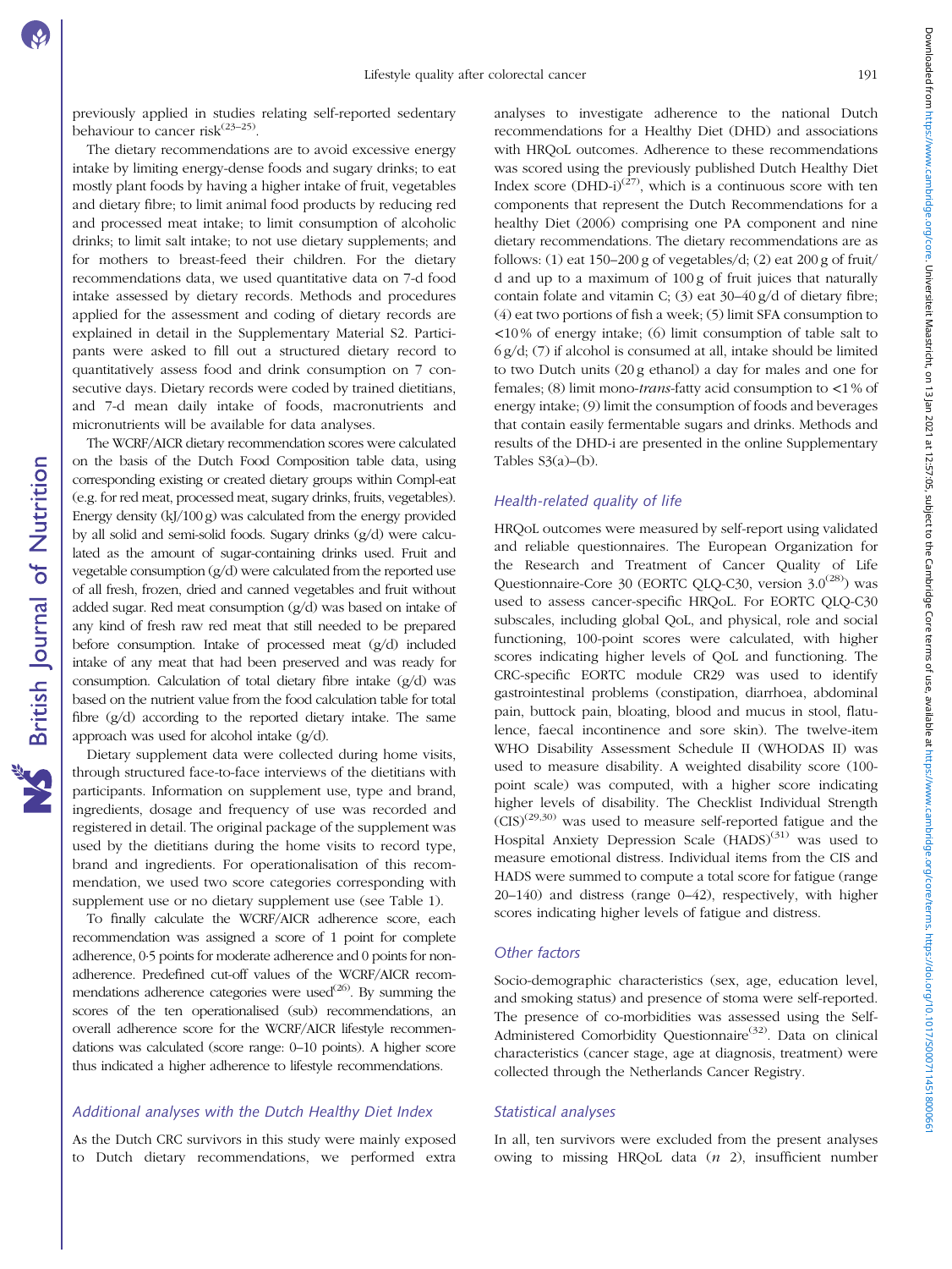previously applied in studies relating self-reported sedentary behaviour to cancer risk[23–25].

The dietary recommendations are to avoid excessive energy intake by limiting energy-dense foods and sugary drinks; to eat mostly plant foods by having a higher intake of fruit, vegetables and dietary fibre; to limit animal food products by reducing red and processed meat intake; to limit consumption of alcoholic drinks; to limit salt intake; to not use dietary supplements; and for mothers to breast-feed their children. For the dietary recommendations data, we used quantitative data on 7-d food intake assessed by dietary records. Methods and procedures applied for the assessment and coding of dietary records are explained in detail in the Supplementary Material S2. Participants were asked to fill out a structured dietary record to quantitatively assess food and drink consumption on 7 consecutive days. Dietary records were coded by trained dietitians, and 7-d mean daily intake of foods, macronutrients and micronutrients will be available for data analyses.

The WCRF/AICR dietary recommendation scores were calculated on the basis of the Dutch Food Composition table data, using corresponding existing or created dietary groups within Compl-eat (e.g. for red meat, processed meat, sugary drinks, fruits, vegetables). Energy density (kJ/100 g) was calculated from the energy provided by all solid and semi-solid foods. Sugary drinks (g/d) were calculated as the amount of sugar-containing drinks used. Fruit and vegetable consumption (g/d) were calculated from the reported use of all fresh, frozen, dried and canned vegetables and fruit without added sugar. Red meat consumption (g/d) was based on intake of any kind of fresh raw red meat that still needed to be prepared before consumption. Intake of processed meat (g/d) included intake of any meat that had been preserved and was ready for consumption. Calculation of total dietary fibre intake (g/d) was based on the nutrient value from the food calculation table for total fibre (g/d) according to the reported dietary intake. The same approach was used for alcohol intake (g/d).

Dietary supplement data were collected during home visits, through structured face-to-face interviews of the dietitians with participants. Information on supplement use, type and brand, ingredients, dosage and frequency of use was recorded and registered in detail. The original package of the supplement was used by the dietitians during the home visits to record type, brand and ingredients. For operationalisation of this recommendation, we used two score categories corresponding with supplement use or no dietary supplement use (see Table 1).

To finally calculate the WCRF/AICR adherence score, each recommendation was assigned a score of 1 point for complete adherence, 0·5 points for moderate adherence and 0 points for non-adherence. Predefined cut-off values of the WCRF/AICR recommendations adherence categories were used[26]. By summing the scores of the ten operationalised (sub) recommendations, an overall adherence score for the WCRF/AICR lifestyle recommendations was calculated (score range: 0–10 points). A higher score thus indicated a higher adherence to lifestyle recommendations.

### *Additional analyses with the Dutch Healthy Diet Index*

As the Dutch CRC survivors in this study were mainly exposed to Dutch dietary recommendations, we performed extra analyses to investigate adherence to the national Dutch recommendations for a Healthy Diet (DHD) and associations with HRQoL outcomes. Adherence to these recommendations was scored using the previously published Dutch Healthy Diet Index score (DHD-i)[27], which is a continuous score with ten components that represent the Dutch Recommendations for a healthy Diet (2006) comprising one PA component and nine dietary recommendations. The dietary recommendations are as follows: (1) eat 150–200 g of vegetables/d; (2) eat 200 g of fruit/d and up to a maximum of 100 g of fruit juices that naturally contain folate and vitamin C; (3) eat 30–40 g/d of dietary fibre; (4) eat two portions of fish a week; (5) limit SFA consumption to <10 % of energy intake; (6) limit consumption of table salt to 6 g/d; (7) if alcohol is consumed at all, intake should be limited to two Dutch units (20 g ethanol) a day for males and one for females; (8) limit mono-*trans*-fatty acid consumption to <1 % of energy intake; (9) limit the consumption of foods and beverages that contain easily fermentable sugars and drinks. Methods and results of the DHD-i are presented in the online Supplementary Tables S3(a)–(b).

### *Health-related quality of life*

HRQoL outcomes were measured by self-report using validated and reliable questionnaires. The European Organization for the Research and Treatment of Cancer Quality of Life Questionnaire-Core 30 (EORTC QLQ-C30, version 3.0[28]) was used to assess cancer-specific HRQoL. For EORTC QLQ-C30 subscales, including global QoL, and physical, role and social functioning, 100-point scores were calculated, with higher scores indicating higher levels of QoL and functioning. The CRC-specific EORTC module CR29 was used to identify gastrointestinal problems (constipation, diarrhoea, abdominal pain, buttock pain, bloating, blood and mucus in stool, flatulence, faecal incontinence and sore skin). The twelve-item WHO Disability Assessment Schedule II (WHODAS II) was used to measure disability. A weighted disability score (100-point scale) was computed, with a higher score indicating higher levels of disability. The Checklist Individual Strength (CIS)[29,30] was used to measure self-reported fatigue and the Hospital Anxiety Depression Scale (HADS)[31] was used to measure emotional distress. Individual items from the CIS and HADS were summed to compute a total score for fatigue (range 20–140) and distress (range 0–42), respectively, with higher scores indicating higher levels of fatigue and distress.

### *Other factors*

Socio-demographic characteristics (sex, age, education level, and smoking status) and presence of stoma were self-reported. The presence of co-morbidities was assessed using the Self-Administered Comorbidity Questionnaire[32]. Data on clinical characteristics (cancer stage, age at diagnosis, treatment) were collected through the Netherlands Cancer Registry.

### *Statistical analyses*

In all, ten survivors were excluded from the present analyses owing to missing HRQoL data (*n* 2), insufficient number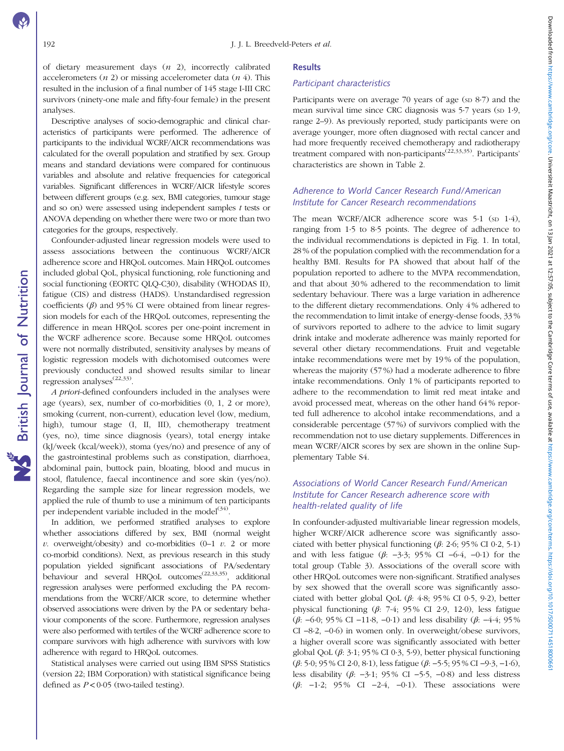of dietary measurement days (*n* 2), incorrectly calibrated accelerometers (*n* 2) or missing accelerometer data (*n* 4). This resulted in the inclusion of a final number of 145 stage I-III CRC survivors (ninety-one male and fifty-four female) in the present analyses.

Descriptive analyses of socio-demographic and clinical characteristics of participants were performed. The adherence of participants to the individual WCRF/AICR recommendations was calculated for the overall population and stratified by sex. Group means and standard deviations were compared for continuous variables and absolute and relative frequencies for categorical variables. Significant differences in WCRF/AICR lifestyle scores between different groups (e.g. sex, BMI categories, tumour stage and so on) were assessed using independent samples *t* tests or ANOVA depending on whether there were two or more than two categories for the groups, respectively.

Confounder-adjusted linear regression models were used to assess associations between the continuous WCRF/AICR adherence score and HRQoL outcomes. Main HRQoL outcomes included global QoL, physical functioning, role functioning and social functioning (EORTC QLQ-C30), disability (WHODAS II), fatigue (CIS) and distress (HADS). Unstandardised regression coefficients ($\beta$) and 95 % CI were obtained from linear regression models for each of the HRQoL outcomes, representing the difference in mean HRQoL scores per one-point increment in the WCRF adherence score. Because some HRQoL outcomes were not normally distributed, sensitivity analyses by means of logistic regression models with dichotomised outcomes were previously conducted and showed results similar to linear regression analyses[22,33].

*A priori*-defined confounders included in the analyses were age (years), sex, number of co-morbidities (0, 1, 2 or more), smoking (current, non-current), education level (low, medium, high), tumour stage (I, II, III), chemotherapy treatment (yes, no), time since diagnosis (years), total energy intake (kJ/week (kcal/week)), stoma (yes/no) and presence of any of the gastrointestinal problems such as constipation, diarrhoea, abdominal pain, buttock pain, bloating, blood and mucus in stool, flatulence, faecal incontinence and sore skin (yes/no). Regarding the sample size for linear regression models, we applied the rule of thumb to use a minimum of ten participants per independent variable included in the model[34].

In addition, we performed stratified analyses to explore whether associations differed by sex, BMI (normal weight *v.* overweight/obesity) and co-morbidities (0–1 *v.* 2 or more co-morbid conditions). Next, as previous research in this study population yielded significant associations of PA/sedentary behaviour and several HRQoL outcomes[22,33,35], additional regression analyses were performed excluding the PA recommendations from the WCRF/AICR score, to determine whether observed associations were driven by the PA or sedentary behaviour components of the score. Furthermore, regression analyses were also performed with tertiles of the WCRF adherence score to compare survivors with high adherence with survivors with low adherence with regard to HRQoL outcomes.

Statistical analyses were carried out using IBM SPSS Statistics (version 22; IBM Corporation) with statistical significance being defined as $P < 0{\cdot}05$ (two-tailed testing).

## Results

### Participant characteristics

Participants were on average 70 years of age (SD 8·7) and the mean survival time since CRC diagnosis was 5·7 years (SD 1·9, range 2–9). As previously reported, study participants were on average younger, more often diagnosed with rectal cancer and had more frequently received chemotherapy and radiotherapy treatment compared with non-participants[22,33,35]. Participants' characteristics are shown in Table 2.

### Adherence to World Cancer Research Fund/American Institute for Cancer Research recommendations

The mean WCRF/AICR adherence score was 5·1 (SD 1·4), ranging from 1·5 to 8·5 points. The degree of adherence to the individual recommendations is depicted in Fig. 1. In total, 28 % of the population complied with the recommendation for a healthy BMI. Results for PA showed that about half of the population reported to adhere to the MVPA recommendation, and that about 30 % adhered to the recommendation to limit sedentary behaviour. There was a large variation in adherence to the different dietary recommendations. Only 4 % adhered to the recommendation to limit intake of energy-dense foods, 33 % of survivors reported to adhere to the advice to limit sugary drink intake and moderate adherence was mainly reported for several other dietary recommendations. Fruit and vegetable intake recommendations were met by 19 % of the population, whereas the majority (57 %) had a moderate adherence to fibre intake recommendations. Only 1 % of participants reported to adhere to the recommendation to limit red meat intake and avoid processed meat, whereas on the other hand 64 % reported full adherence to alcohol intake recommendations, and a considerable percentage (57 %) of survivors complied with the recommendation not to use dietary supplements. Differences in mean WCRF/AICR scores by sex are shown in the online Supplementary Table S4.

### Associations of World Cancer Research Fund/American Institute for Cancer Research adherence score with health-related quality of life

In confounder-adjusted multivariable linear regression models, higher WCRF/AICR adherence score was significantly associated with better physical functioning ($\beta$: 2·6; 95 % CI 0·2, 5·1) and with less fatigue ($\beta$: −3·3; 95 % CI −6·4, −0·1) for the total group (Table 3). Associations of the overall score with other HRQoL outcomes were non-significant. Stratified analyses by sex showed that the overall score was significantly associated with better global QoL ($\beta$: 4·8; 95 % CI 0·5, 9·2), better physical functioning ($\beta$: 7·4; 95 % CI 2·9, 12·0), less fatigue ($\beta$: −6·0; 95 % CI −11·8, −0·1) and less disability ($\beta$: −4·4; 95 % CI −8·2, −0·6) in women only. In overweight/obese survivors, a higher overall score was significantly associated with better global QoL ($\beta$: 3·1; 95 % CI 0·3, 5·9), better physical functioning ($\beta$: 5·0; 95 % CI 2·0, 8·1), less fatigue ($\beta$: −5·5; 95 % CI −9·3, −1·6), less disability ($\beta$: −3·1; 95 % CI −5·5, −0·8) and less distress ($\beta$: −1·2; 95 % CI −2·4, −0·1). These associations were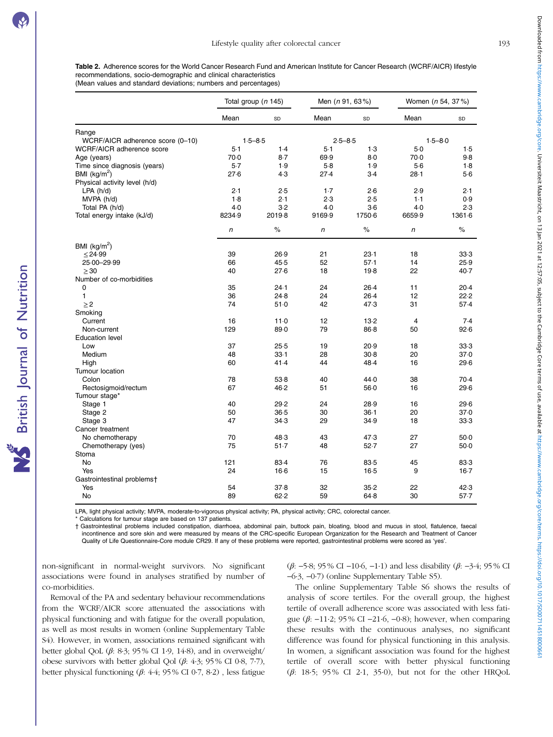**Table 2.** Adherence scores for the World Cancer Research Fund and American Institute for Cancer Research (WCRF/AICR) lifestyle recommendations, socio-demographic and clinical characteristics
(Mean values and standard deviations; numbers and percentages)

| | Total group (*n* 145) | | Men (*n* 91, 63 %) | | Women (*n* 54, 37 %) | |
|---|---|---|---|---|---|---|
| | Mean | SD | Mean | SD | Mean | SD |
| Range | | | | | | |
| WCRF/AICR adherence score (0–10) | 1·5–8·5 | | 2·5–8·5 | | 1·5–8·0 | |
| WCRF/AICR adherence score | 5·1 | 1·4 | 5·1 | 1·3 | 5·0 | 1·5 |
| Age (years) | 70·0 | 8·7 | 69·9 | 8·0 | 70·0 | 9·8 |
| Time since diagnosis (years) | 5·7 | 1·9 | 5·8 | 1·9 | 5·6 | 1·8 |
| BMI (kg/m$^2$) | 27·6 | 4·3 | 27·4 | 3·4 | 28·1 | 5·6 |
| Physical activity level (h/d) | | | | | | |
| LPA (h/d) | 2·1 | 2·5 | 1·7 | 2·6 | 2·9 | 2·1 |
| MVPA (h/d) | 1·8 | 2·1 | 2·3 | 2·5 | 1·1 | 0·9 |
| Total PA (h/d) | 4·0 | 3·2 | 4·0 | 3·6 | 4·0 | 2·3 |
| Total energy intake (kJ/d) | 8234·9 | 2019·8 | 9169·9 | 1750·6 | 6659·9 | 1361·6 |
| | *n* | % | *n* | % | *n* | % |
| BMI (kg/m$^2$) | | | | | | |
| ≤24·99 | 39 | 26·9 | 21 | 23·1 | 18 | 33·3 |
| 25·00–29·99 | 66 | 45·5 | 52 | 57·1 | 14 | 25·9 |
| ≥30 | 40 | 27·6 | 18 | 19·8 | 22 | 40·7 |
| Number of co-morbidities | | | | | | |
| 0 | 35 | 24·1 | 24 | 26·4 | 11 | 20·4 |
| 1 | 36 | 24·8 | 24 | 26·4 | 12 | 22·2 |
| ≥2 | 74 | 51·0 | 42 | 47·3 | 31 | 57·4 |
| Smoking | | | | | | |
| Current | 16 | 11·0 | 12 | 13·2 | 4 | 7·4 |
| Non-current | 129 | 89·0 | 79 | 86·8 | 50 | 92·6 |
| Education level | | | | | | |
| Low | 37 | 25·5 | 19 | 20·9 | 18 | 33·3 |
| Medium | 48 | 33·1 | 28 | 30·8 | 20 | 37·0 |
| High | 60 | 41·4 | 44 | 48·4 | 16 | 29·6 |
| Tumour location | | | | | | |
| Colon | 78 | 53·8 | 40 | 44·0 | 38 | 70·4 |
| Rectosigmoid/rectum | 67 | 46·2 | 51 | 56·0 | 16 | 29·6 |
| Tumour stage* | | | | | | |
| Stage 1 | 40 | 29·2 | 24 | 28·9 | 16 | 29·6 |
| Stage 2 | 50 | 36·5 | 30 | 36·1 | 20 | 37·0 |
| Stage 3 | 47 | 34·3 | 29 | 34·9 | 18 | 33·3 |
| Cancer treatment | | | | | | |
| No chemotherapy | 70 | 48·3 | 43 | 47·3 | 27 | 50·0 |
| Chemotherapy (yes) | 75 | 51·7 | 48 | 52·7 | 27 | 50·0 |
| Stoma | | | | | | |
| No | 121 | 83·4 | 76 | 83·5 | 45 | 83·3 |
| Yes | 24 | 16·6 | 15 | 16·5 | 9 | 16·7 |
| Gastrointestinal problems† | | | | | | |
| Yes | 54 | 37·8 | 32 | 35·2 | 22 | 42·3 |
| No | 89 | 62·2 | 59 | 64·8 | 30 | 57·7 |

LPA, light physical activity; MVPA, moderate-to-vigorous physical activity; PA, physical activity; CRC, colorectal cancer.
\* Calculations for tumour stage are based on 137 patients.
† Gastrointestinal problems included constipation, diarrhoea, abdominal pain, buttock pain, bloating, blood and mucus in stool, flatulence, faecal incontinence and sore skin and were measured by means of the CRC-specific European Organization for the Research and Treatment of Cancer Quality of Life Questionnaire-Core module CR29. If any of these problems were reported, gastrointestinal problems were scored as 'yes'.

non-significant in normal-weight survivors. No significant associations were found in analyses stratified by number of co-morbidities.

Removal of the PA and sedentary behaviour recommendations from the WCRF/AICR score attenuated the associations with physical functioning and with fatigue for the overall population, as well as most results in women (online Supplementary Table S4). However, in women, associations remained significant with better global QoL ($\beta$: 8·3; 95 % CI 1·9, 14·8), and in overweight/obese survivors with better global Qol ($\beta$: 4·3; 95 % CI 0·8, 7·7), better physical functioning ($\beta$: 4·4; 95 % CI 0·7, 8·2) , less fatigue ($\beta$: −5·8; 95 % CI −10·6, −1·1) and less disability ($\beta$: −3·4; 95 % CI −6·3, −0·7) (online Supplementary Table S5).

The online Supplementary Table S6 shows the results of analysis of score tertiles. For the overall group, the highest tertile of overall adherence score was associated with less fatigue ($\beta$: −11·2; 95 % CI −21·6, −0·8); however, when comparing these results with the continuous analyses, no significant difference was found for physical functioning in this analysis. In women, a significant association was found for the highest tertile of overall score with better physical functioning ($\beta$: 18·5; 95 % CI 2·1, 35·0), but not for the other HRQoL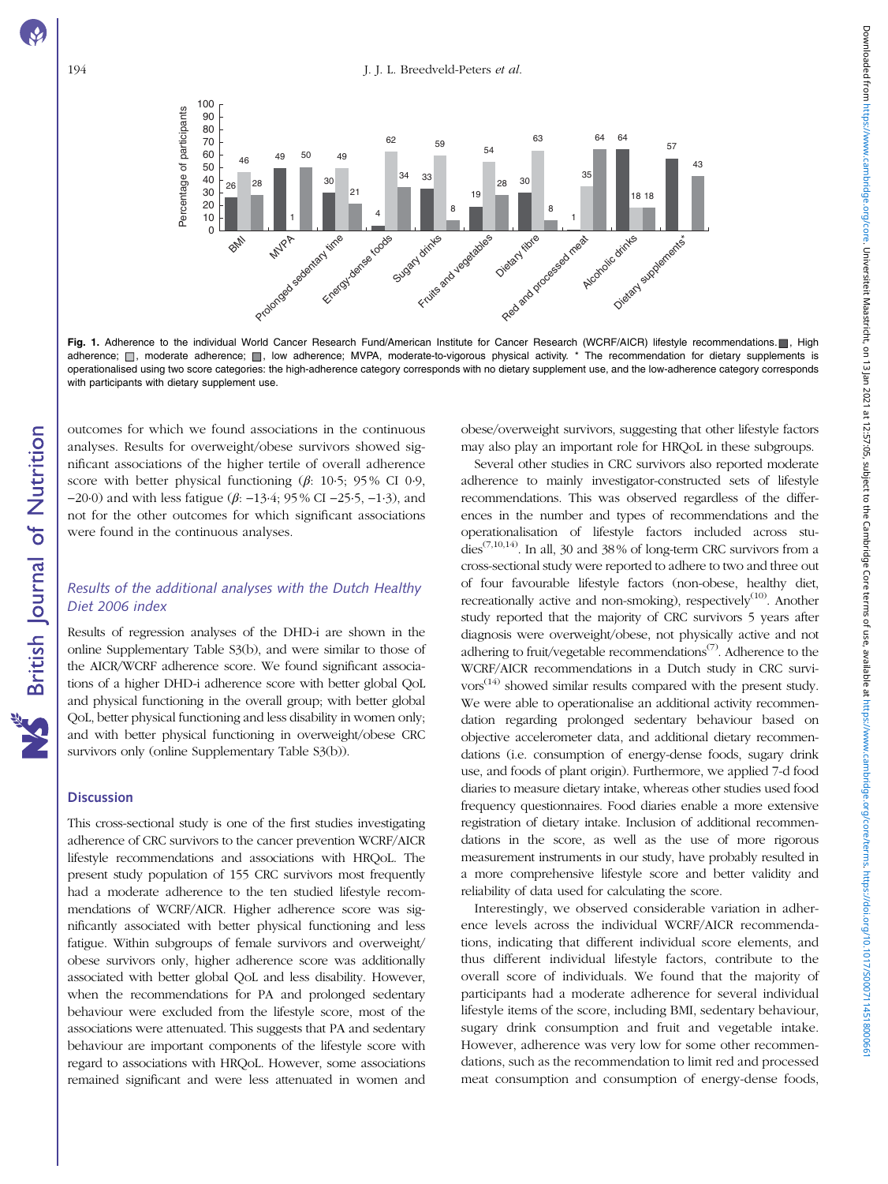**Fig. 1.** Adherence to the individual World Cancer Research Fund/American Institute for Cancer Research (WCRF/AICR) lifestyle recommendations. ■, High adherence; □, moderate adherence; ■, low adherence; MVPA, moderate-to-vigorous physical activity. * The recommendation for dietary supplements is operationalised using two score categories: the high-adherence category corresponds with no dietary supplement use, and the low-adherence category corresponds with participants with dietary supplement use.

outcomes for which we found associations in the continuous analyses. Results for overweight/obese survivors showed significant associations of the higher tertile of overall adherence score with better physical functioning ($\beta$: 10·5; 95 % CI 0·9, −20·0) and with less fatigue ($\beta$: −13·4; 95 % CI −25·5, −1·3), and not for the other outcomes for which significant associations were found in the continuous analyses.

### *Results of the additional analyses with the Dutch Healthy Diet 2006 index*

Results of regression analyses of the DHD-i are shown in the online Supplementary Table S3(b), and were similar to those of the AICR/WCRF adherence score. We found significant associations of a higher DHD-i adherence score with better global QoL and physical functioning in the overall group; with better global QoL, better physical functioning and less disability in women only; and with better physical functioning in overweight/obese CRC survivors only (online Supplementary Table S3(b)).

## Discussion

This cross-sectional study is one of the first studies investigating adherence of CRC survivors to the cancer prevention WCRF/AICR lifestyle recommendations and associations with HRQoL. The present study population of 155 CRC survivors most frequently had a moderate adherence to the ten studied lifestyle recommendations of WCRF/AICR. Higher adherence score was significantly associated with better physical functioning and less fatigue. Within subgroups of female survivors and overweight/obese survivors only, higher adherence score was additionally associated with better global QoL and less disability. However, when the recommendations for PA and prolonged sedentary behaviour were excluded from the lifestyle score, most of the associations were attenuated. This suggests that PA and sedentary behaviour are important components of the lifestyle score with regard to associations with HRQoL. However, some associations remained significant and were less attenuated in women and obese/overweight survivors, suggesting that other lifestyle factors may also play an important role for HRQoL in these subgroups.

Several other studies in CRC survivors also reported moderate adherence to mainly investigator-constructed sets of lifestyle recommendations. This was observed regardless of the differences in the number and types of recommendations and the operationalisation of lifestyle factors included across studies[7,10,14]. In all, 30 and 38 % of long-term CRC survivors from a cross-sectional study were reported to adhere to two and three out of four favourable lifestyle factors (non-obese, healthy diet, recreationally active and non-smoking), respectively[10]. Another study reported that the majority of CRC survivors 5 years after diagnosis were overweight/obese, not physically active and not adhering to fruit/vegetable recommendations[7]. Adherence to the WCRF/AICR recommendations in a Dutch study in CRC survivors[14] showed similar results compared with the present study. We were able to operationalise an additional activity recommendation regarding prolonged sedentary behaviour based on objective accelerometer data, and additional dietary recommendations (i.e. consumption of energy-dense foods, sugary drink use, and foods of plant origin). Furthermore, we applied 7-d food diaries to measure dietary intake, whereas other studies used food frequency questionnaires. Food diaries enable a more extensive registration of dietary intake. Inclusion of additional recommendations in the score, as well as the use of more rigorous measurement instruments in our study, have probably resulted in a more comprehensive lifestyle score and better validity and reliability of data used for calculating the score.

Interestingly, we observed considerable variation in adherence levels across the individual WCRF/AICR recommendations, indicating that different individual score elements, and thus different individual lifestyle factors, contribute to the overall score of individuals. We found that the majority of participants had a moderate adherence for several individual lifestyle items of the score, including BMI, sedentary behaviour, sugary drink consumption and fruit and vegetable intake. However, adherence was very low for some other recommendations, such as the recommendation to limit red and processed meat consumption and consumption of energy-dense foods,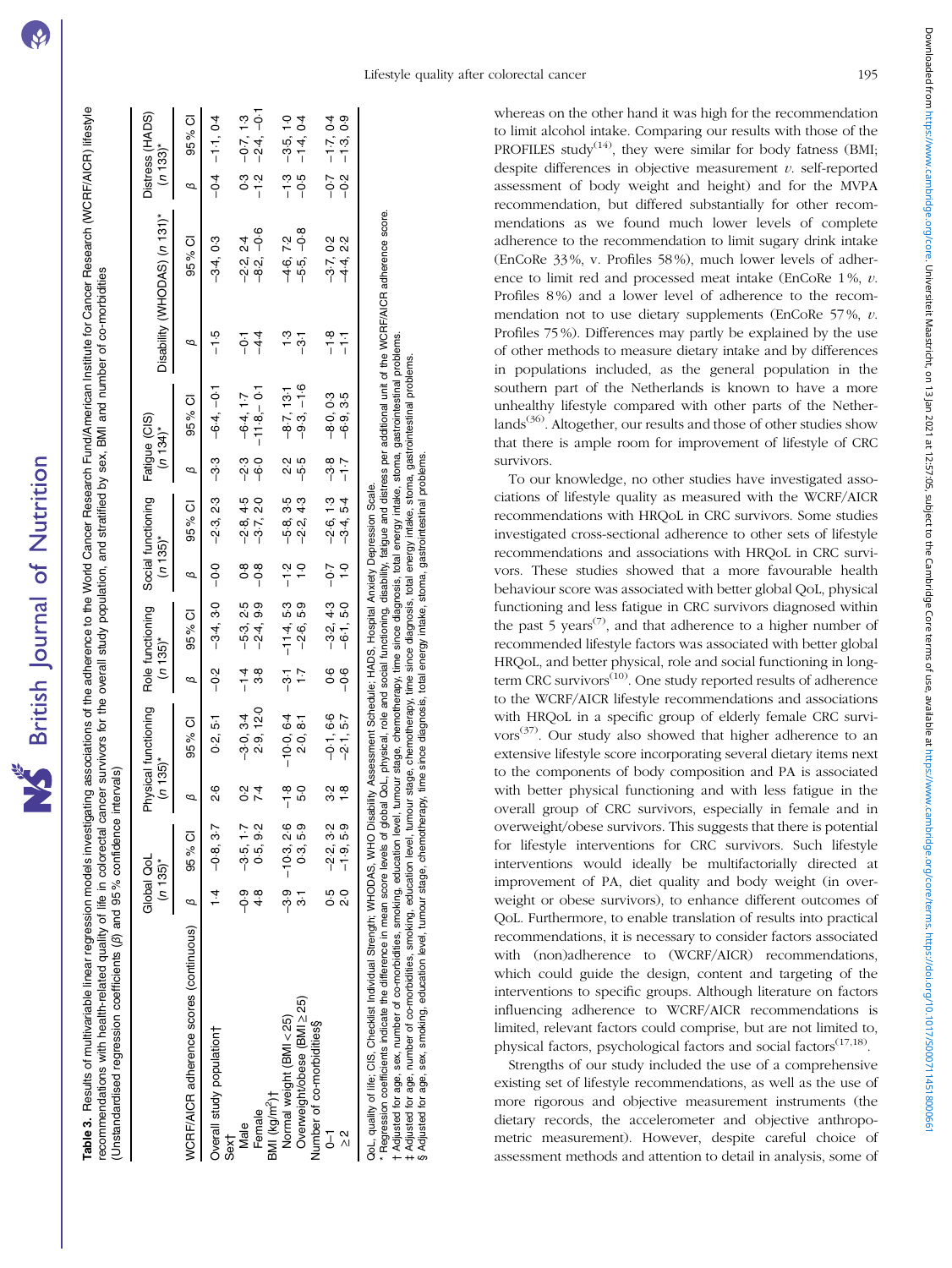**Table 3.** Results of multivariable linear regression models investigating associations of the adherence to the World Cancer Research Fund/American Institute for Cancer Research (WCRF/AICR) lifestyle recommendations with health-related quality of life in colorectal cancer survivors for the overall study population, and stratified by sex, BMI and number of co-morbidities (Unstandardised regression coefficients (β) and 95 % confidence intervals)

| WCRF/AICR adherence scores (continuous) | Global QoL ($n$ 135)* | | Physical functioning ($n$ 135)* | | Role functioning ($n$ 135)* | | Social functioning ($n$ 135)* | | Fatigue (CIS) ($n$ 134)* | | Disability (WHODAS) ($n$ 131)* | | Distress (HADS) ($n$ 133)* | |
|---|---|---|---|---|---|---|---|---|---|---|---|---|---|---|
| | β | 95 % CI | β | 95 % CI | β | 95 % CI | β | 95 % CI | β | 95 % CI | β | 95 % CI | β | 95 % CI |
| Overall study population† | 1·4 | −0·8, 3·7 | 2·6 | 0·2, 5·1 | −0·2 | −3·4, 3·0 | −0·0 | −2·3, 2·3 | −3·3 | −6·4, −0·1 | −1·5 | −3·4, 0·3 | −0·4 | −1·1, 0·4 |
| Sex‡ | | | | | | | | | | | | | | |
| Male | −0·9 | −3·5, 1·7 | 0·2 | −3·0, 3·4 | −1·4 | −5·3, 2·5 | 0·8 | −2·8, 4·5 | −2·3 | −6·4, 1·7 | −0·1 | −2·2, 2·4 | 0·3 | −0·7, 1·3 |
| Female | 4·8 | 0·5, 9·2 | 7·4 | 2·9, 12·0 | 3·8 | −2·4, 9·9 | −0·8 | −3·7, 2·0 | −6·0 | −11·8, −0·1 | −4·4 | −8·2, −0·6 | −1·2 | −2·4, −0·1 |
| BMI (kg/m$^2$)† | | | | | | | | | | | | | | |
| Normal weight (BMI < 25) | −3·9 | −10·3, 2·6 | −1·8 | −10·0, 6·4 | −3·1 | −11·4, 5·3 | −1·2 | −5·8, 3·5 | 2·2 | −8·7, 13·1 | 1·3 | −4·6, 7·2 | −1·3 | −3·5, 1·0 |
| Overweight/obese (BMI ≥ 25) | 3·1 | 0·3, 5·9 | 5·0 | 2·0, 8·1 | 1·7 | −2·6, 5·9 | 1·0 | −2·2, 4·3 | −5·5 | −9·3, −1·6 | −3·1 | −5·5, −0·8 | −0·5 | −1·4, 0·4 |
| Number of co-morbidities§ | | | | | | | | | | | | | | |
| 0–1 | 0·5 | −2·2, 3·2 | 3·2 | −0·1, 6·6 | 0·6 | −3·2, 4·3 | −0·7 | −2·6, 1·3 | −3·8 | −8·0, 0·3 | −1·8 | −3·7, 0·2 | −0·7 | −1·7, 0·4 |
| ≥2 | 2·0 | −1·9, 5·9 | 1·8 | −2·1, 5·7 | −0·6 | −6·1, 5·0 | 1·0 | −3·4, 5·4 | −1·7 | −6·9, 3·5 | −1·1 | −4·4, 2·2 | −0·2 | −1·3, 0·9 |

QoL, quality of life; CIS, Checklist Individual Strength; WHODAS, WHO Disability Assessment Schedule; HADS, Hospital Anxiety Depression Scale.
\* Regression coefficients indicate the difference in mean score levels of global QoL, physical, role and social functioning, disability, fatigue and distress per additional unit of the WCRF/AICR adherence score.
† Adjusted for age, sex, number of co-morbidities, smoking, education level, tumour stage, chemotherapy, time since diagnosis, total energy intake, stoma, gastrointestinal problems.
‡ Adjusted for age, number of co-morbidities, smoking, education level, tumour stage, chemotherapy, time since diagnosis, total energy intake, stoma, gastrointestinal problems.
§ Adjusted for age, sex, smoking, education level, tumour stage, chemotherapy, time since diagnosis, total energy intake, stoma, gastrointestinal problems.

whereas on the other hand it was high for the recommendation to limit alcohol intake. Comparing our results with those of the PROFILES study[14], they were similar for body fatness (BMI; despite differences in objective measurement *v.* self-reported assessment of body weight and height) and for the MVPA recommendation, but differed substantially for other recommendations as we found much lower levels of complete adherence to the recommendation to limit sugary drink intake (EnCoRe 33 %, v. Profiles 58 %), much lower levels of adherence to limit red and processed meat intake (EnCoRe 1 %, *v.* Profiles 8 %) and a lower level of adherence to the recommendation not to use dietary supplements (EnCoRe 57 %, *v.* Profiles 75 %). Differences may partly be explained by the use of other methods to measure dietary intake and by differences in populations included, as the general population in the southern part of the Netherlands is known to have a more unhealthy lifestyle compared with other parts of the Netherlands[36]. Altogether, our results and those of other studies show that there is ample room for improvement of lifestyle of CRC survivors.

To our knowledge, no other studies have investigated associations of lifestyle quality as measured with the WCRF/AICR recommendations with HRQoL in CRC survivors. Some studies investigated cross-sectional adherence to other sets of lifestyle recommendations and associations with HRQoL in CRC survivors. These studies showed that a more favourable health behaviour score was associated with better global QoL, physical functioning and less fatigue in CRC survivors diagnosed within the past 5 years[7], and that adherence to a higher number of recommended lifestyle factors was associated with better global HRQoL, and better physical, role and social functioning in long-term CRC survivors[10]. One study reported results of adherence to the WCRF/AICR lifestyle recommendations and associations with HRQoL in a specific group of elderly female CRC survivors[37]. Our study also showed that higher adherence to an extensive lifestyle score incorporating several dietary items next to the components of body composition and PA is associated with better physical functioning and with less fatigue in the overall group of CRC survivors, especially in female and in overweight/obese survivors. This suggests that there is potential for lifestyle interventions for CRC survivors. Such lifestyle interventions would ideally be multifactorially directed at improvement of PA, diet quality and body weight (in overweight or obese survivors), to enhance different outcomes of QoL. Furthermore, to enable translation of results into practical recommendations, it is necessary to consider factors associated with (non)adherence to (WCRF/AICR) recommendations, which could guide the design, content and targeting of the interventions to specific groups. Although literature on factors influencing adherence to WCRF/AICR recommendations is limited, relevant factors could comprise, but are not limited to, physical factors, psychological factors and social factors[17,18].

Strengths of our study included the use of a comprehensive existing set of lifestyle recommendations, as well as the use of more rigorous and objective measurement instruments (the dietary records, the accelerometer and objective anthropometric measurement). However, despite careful choice of assessment methods and attention to detail in analysis, some of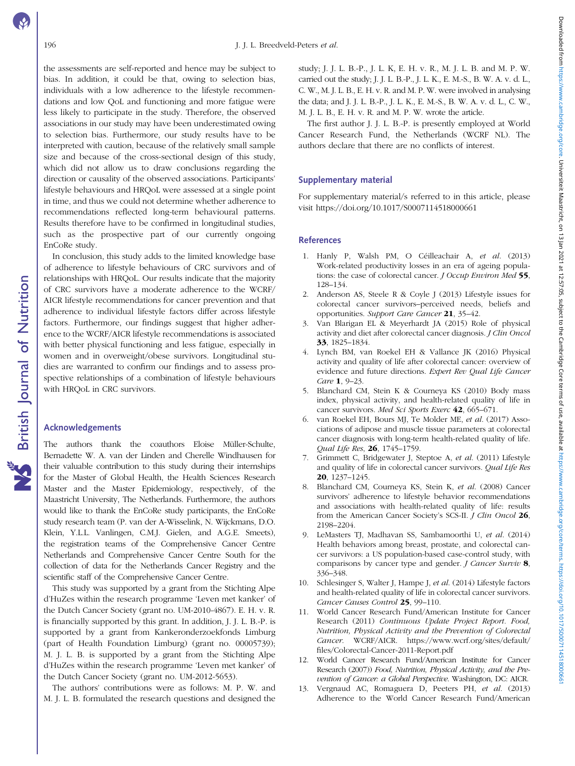the assessments are self-reported and hence may be subject to bias. In addition, it could be that, owing to selection bias, individuals with a low adherence to the lifestyle recommendations and low QoL and functioning and more fatigue were less likely to participate in the study. Therefore, the observed associations in our study may have been underestimated owing to selection bias. Furthermore, our study results have to be interpreted with caution, because of the relatively small sample size and because of the cross-sectional design of this study, which did not allow us to draw conclusions regarding the direction or causality of the observed associations. Participants' lifestyle behaviours and HRQoL were assessed at a single point in time, and thus we could not determine whether adherence to recommendations reflected long-term behavioural patterns. Results therefore have to be confirmed in longitudinal studies, such as the prospective part of our currently ongoing EnCoRe study.

In conclusion, this study adds to the limited knowledge base of adherence to lifestyle behaviours of CRC survivors and of relationships with HRQoL. Our results indicate that the majority of CRC survivors have a moderate adherence to the WCRF/AICR lifestyle recommendations for cancer prevention and that adherence to individual lifestyle factors differ across lifestyle factors. Furthermore, our findings suggest that higher adherence to the WCRF/AICR lifestyle recommendations is associated with better physical functioning and less fatigue, especially in women and in overweight/obese survivors. Longitudinal studies are warranted to confirm our findings and to assess prospective relationships of a combination of lifestyle behaviours with HRQoL in CRC survivors.

## Acknowledgements

The authors thank the coauthors Eloise Müller-Schulte, Bernadette W. A. van der Linden and Cherelle Windhausen for their valuable contribution to this study during their internships for the Master of Global Health, the Health Sciences Research Master and the Master Epidemiology, respectively, of the Maastricht University, The Netherlands. Furthermore, the authors would like to thank the EnCoRe study participants, the EnCoRe study research team (P. van der A-Wisselink, N. Wijckmans, D.O. Klein, Y.L.L. Vanlingen, C.M.J. Gielen, and A.G.E. Smeets), the registration teams of the Comprehensive Cancer Centre Netherlands and Comprehensive Cancer Centre South for the collection of data for the Netherlands Cancer Registry and the scientific staff of the Comprehensive Cancer Centre.

This study was supported by a grant from the Stichting Alpe d'HuZes within the research programme 'Leven met kanker' of the Dutch Cancer Society (grant no. UM-2010-4867). E. H. v. R. is financially supported by this grant. In addition, J. J. L. B.-P. is supported by a grant from Kankeronderzoekfonds Limburg (part of Health Foundation Limburg) (grant no. 00005739); M. J. L. B. is supported by a grant from the Stichting Alpe d'HuZes within the research programme 'Leven met kanker' of the Dutch Cancer Society (grant no. UM-2012-5653).

The authors' contributions were as follows: M. P. W. and M. J. L. B. formulated the research questions and designed the study; J. J. L. B.-P., J. L. K, E. H. v. R., M. J. L. B. and M. P. W. carried out the study; J. J. L. B.-P., J. L. K., E. M.-S., B. W. A. v. d. L., C. W., M. J. L. B., E. H. v. R. and M. P. W. were involved in analysing the data; and J. J. L. B.-P., J. L. K., E. M.-S., B. W. A. v. d. L., C. W., M. J. L. B., E. H. v. R. and M. P. W. wrote the article.

The first author J. J. L. B.-P. is presently employed at World Cancer Research Fund, the Netherlands (WCRF NL). The authors declare that there are no conflicts of interest.

## Supplementary material

For supplementary material/s referred to in this article, please visit https://doi.org/10.1017/S0007114518000661

## References

1. Hanly P, Walsh PM, O Céilleachair A, *et al.* (2013) Work-related productivity losses in an era of ageing populations: the case of colorectal cancer. *J Occup Environ Med* **55**, 128–134.
2. Anderson AS, Steele R & Coyle J (2013) Lifestyle issues for colorectal cancer survivors–perceived needs, beliefs and opportunities. *Support Care Cancer* **21**, 35–42.
3. Van Blarigan EL & Meyerhardt JA (2015) Role of physical activity and diet after colorectal cancer diagnosis. *J Clin Oncol* **33**, 1825–1834.
4. Lynch BM, van Roekel EH & Vallance JK (2016) Physical activity and quality of life after colorectal cancer: overview of evidence and future directions. *Expert Rev Qual Life Cancer Care* **1**, 9–23.
5. Blanchard CM, Stein K & Courneya KS (2010) Body mass index, physical activity, and health-related quality of life in cancer survivors. *Med Sci Sports Exerc* **42**, 665–671.
6. van Roekel EH, Bours MJ, Te Molder ME, *et al.* (2017) Associations of adipose and muscle tissue parameters at colorectal cancer diagnosis with long-term health-related quality of life. *Qual Life Res*, **26**, 1745–1759.
7. Grimmett C, Bridgewater J, Steptoe A, *et al.* (2011) Lifestyle and quality of life in colorectal cancer survivors. *Qual Life Res* **20**, 1237–1245.
8. Blanchard CM, Courneya KS, Stein K, *et al.* (2008) Cancer survivors' adherence to lifestyle behavior recommendations and associations with health-related quality of life: results from the American Cancer Society's SCS-II. *J Clin Oncol* **26**, 2198–2204.
9. LeMasters TJ, Madhavan SS, Sambamoorthi U, *et al.* (2014) Health behaviors among breast, prostate, and colorectal cancer survivors: a US population-based case-control study, with comparisons by cancer type and gender. *J Cancer Surviv* **8**, 336–348.
10. Schlesinger S, Walter J, Hampe J, *et al.* (2014) Lifestyle factors and health-related quality of life in colorectal cancer survivors. *Cancer Causes Control* **25**, 99–110.
11. World Cancer Research Fund/American Institute for Cancer Research (2011) *Continuous Update Project Report. Food, Nutrition, Physical Activity and the Prevention of Colorectal Cancer.* WCRF/AICR. https://www.wcrf.org/sites/default/files/Colorectal-Cancer-2011-Report.pdf
12. World Cancer Research Fund/American Institute for Cancer Research (2007)) *Food, Nutrition, Physical Activity, and the Prevention of Cancer: a Global Perspective.* Washington, DC: AICR.
13. Vergnaud AC, Romaguera D, Peeters PH, *et al.* (2013) Adherence to the World Cancer Research Fund/American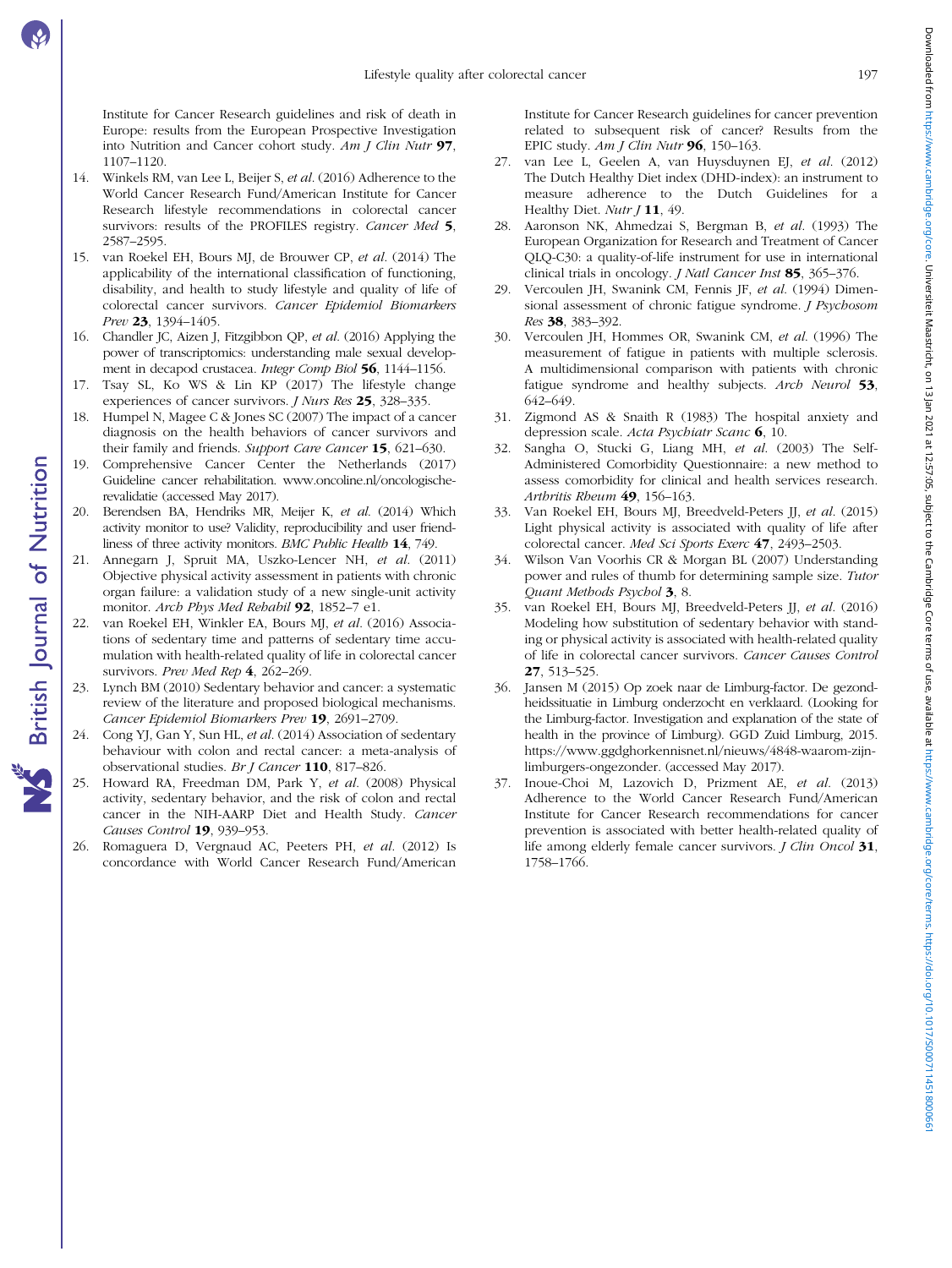Institute for Cancer Research guidelines and risk of death in Europe: results from the European Prospective Investigation into Nutrition and Cancer cohort study. *Am J Clin Nutr* **97**, 1107–1120.

14. Winkels RM, van Lee L, Beijer S, *et al.* (2016) Adherence to the World Cancer Research Fund/American Institute for Cancer Research lifestyle recommendations in colorectal cancer survivors: results of the PROFILES registry. *Cancer Med* **5**, 2587–2595.
15. van Roekel EH, Bours MJ, de Brouwer CP, *et al.* (2014) The applicability of the international classification of functioning, disability, and health to study lifestyle and quality of life of colorectal cancer survivors. *Cancer Epidemiol Biomarkers Prev* **23**, 1394–1405.
16. Chandler JC, Aizen J, Fitzgibbon QP, *et al.* (2016) Applying the power of transcriptomics: understanding male sexual development in decapod crustacea. *Integr Comp Biol* **56**, 1144–1156.
17. Tsay SL, Ko WS & Lin KP (2017) The lifestyle change experiences of cancer survivors. *J Nurs Res* **25**, 328–335.
18. Humpel N, Magee C & Jones SC (2007) The impact of a cancer diagnosis on the health behaviors of cancer survivors and their family and friends. *Support Care Cancer* **15**, 621–630.
19. Comprehensive Cancer Center the Netherlands (2017) Guideline cancer rehabilitation. www.oncoline.nl/oncologische-revalidatie (accessed May 2017).
20. Berendsen BA, Hendriks MR, Meijer K, *et al.* (2014) Which activity monitor to use? Validity, reproducibility and user friendliness of three activity monitors. *BMC Public Health* **14**, 749.
21. Annegarn J, Spruit MA, Uszko-Lencer NH, *et al.* (2011) Objective physical activity assessment in patients with chronic organ failure: a validation study of a new single-unit activity monitor. *Arch Phys Med Rehabil* **92**, 1852–7 e1.
22. van Roekel EH, Winkler EA, Bours MJ, *et al.* (2016) Associations of sedentary time and patterns of sedentary time accumulation with health-related quality of life in colorectal cancer survivors. *Prev Med Rep* **4**, 262–269.
23. Lynch BM (2010) Sedentary behavior and cancer: a systematic review of the literature and proposed biological mechanisms. *Cancer Epidemiol Biomarkers Prev* **19**, 2691–2709.
24. Cong YJ, Gan Y, Sun HL, *et al.* (2014) Association of sedentary behaviour with colon and rectal cancer: a meta-analysis of observational studies. *Br J Cancer* **110**, 817–826.
25. Howard RA, Freedman DM, Park Y, *et al.* (2008) Physical activity, sedentary behavior, and the risk of colon and rectal cancer in the NIH-AARP Diet and Health Study. *Cancer Causes Control* **19**, 939–953.
26. Romaguera D, Vergnaud AC, Peeters PH, *et al.* (2012) Is concordance with World Cancer Research Fund/American Institute for Cancer Research guidelines for cancer prevention related to subsequent risk of cancer? Results from the EPIC study. *Am J Clin Nutr* **96**, 150–163.
27. van Lee L, Geelen A, van Huysduynen EJ, *et al.* (2012) The Dutch Healthy Diet index (DHD-index): an instrument to measure adherence to the Dutch Guidelines for a Healthy Diet. *Nutr J* **11**, 49.
28. Aaronson NK, Ahmedzai S, Bergman B, *et al.* (1993) The European Organization for Research and Treatment of Cancer QLQ-C30: a quality-of-life instrument for use in international clinical trials in oncology. *J Natl Cancer Inst* **85**, 365–376.
29. Vercoulen JH, Swanink CM, Fennis JF, *et al.* (1994) Dimensional assessment of chronic fatigue syndrome. *J Psychosom Res* **38**, 383–392.
30. Vercoulen JH, Hommes OR, Swanink CM, *et al.* (1996) The measurement of fatigue in patients with multiple sclerosis. A multidimensional comparison with patients with chronic fatigue syndrome and healthy subjects. *Arch Neurol* **53**, 642–649.
31. Zigmond AS & Snaith R (1983) The hospital anxiety and depression scale. *Acta Psychiatr Scanc* **6**, 10.
32. Sangha O, Stucki G, Liang MH, *et al.* (2003) The Self-Administered Comorbidity Questionnaire: a new method to assess comorbidity for clinical and health services research. *Arthritis Rheum* **49**, 156–163.
33. Van Roekel EH, Bours MJ, Breedveld-Peters JJ, *et al.* (2015) Light physical activity is associated with quality of life after colorectal cancer. *Med Sci Sports Exerc* **47**, 2493–2503.
34. Wilson Van Voorhis CR & Morgan BL (2007) Understanding power and rules of thumb for determining sample size. *Tutor Quant Methods Psychol* **3**, 8.
35. van Roekel EH, Bours MJ, Breedveld-Peters JJ, *et al.* (2016) Modeling how substitution of sedentary behavior with standing or physical activity is associated with health-related quality of life in colorectal cancer survivors. *Cancer Causes Control* **27**, 513–525.
36. Jansen M (2015) Op zoek naar de Limburg-factor. De gezondheidssituatie in Limburg onderzocht en verklaard. (Looking for the Limburg-factor. Investigation and explanation of the state of health in the province of Limburg). GGD Zuid Limburg, 2015. https://www.ggdghorkennisnet.nl/nieuws/4848-waarom-zijn-limburgers-ongezonder. (accessed May 2017).
37. Inoue-Choi M, Lazovich D, Prizment AE, *et al.* (2013) Adherence to the World Cancer Research Fund/American Institute for Cancer Research recommendations for cancer prevention is associated with better health-related quality of life among elderly female cancer survivors. *J Clin Oncol* **31**, 1758–1766.